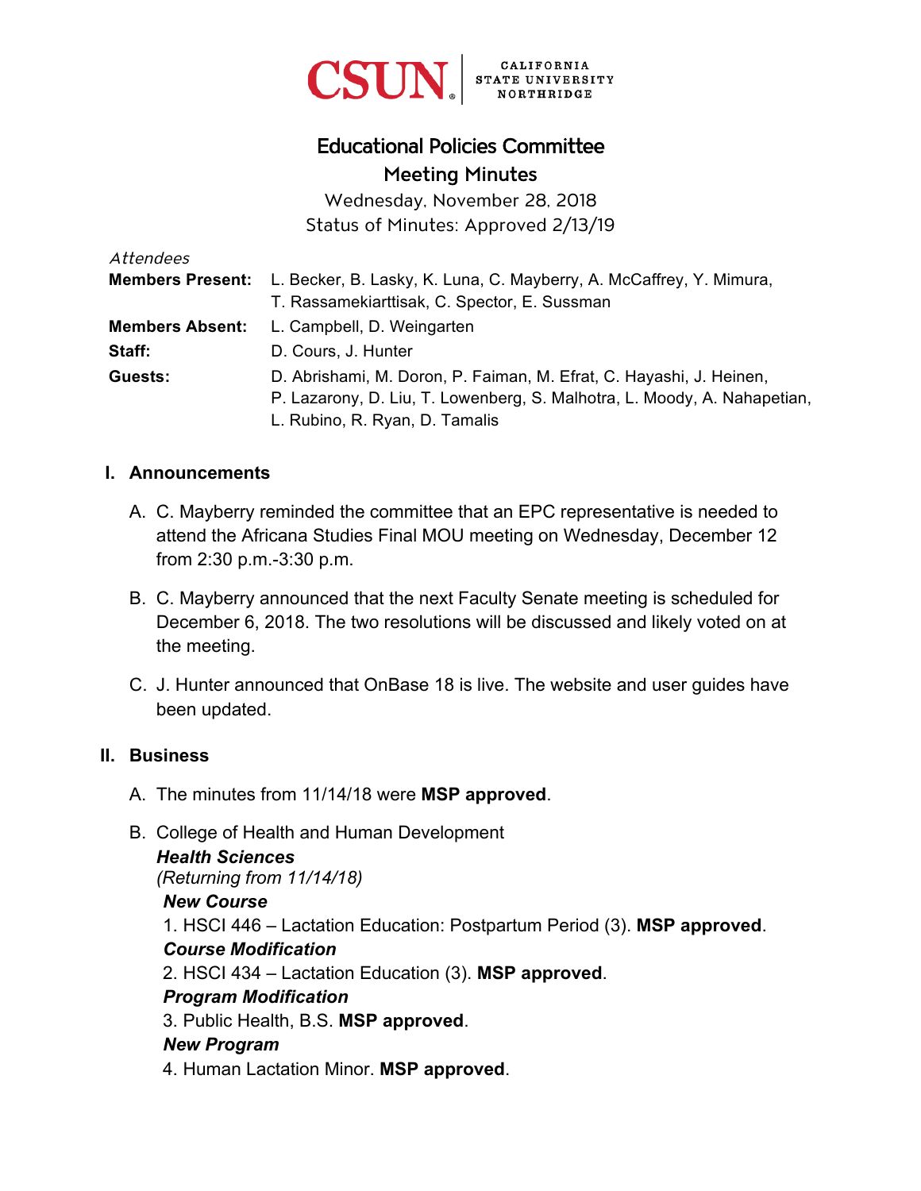CSUN CALIFORNIA STATE UNIVERSITY NORTHRIDGE

# Educational Policies Committee

## Meeting Minutes

Wednesday, November 28, 2018

Status of Minutes: Approved 2/13/19

*Attendees*

**Members Present:** L. Becker, B. Lasky, K. Luna, C. Mayberry, A. McCaffrey, Y. Mimura, T. Rassamekiarttisak, C. Spector, E. Sussman

**Members Absent:** L. Campbell, D. Weingarten

**Staff:** D. Cours, J. Hunter

**Guests:** D. Abrishami, M. Doron, P. Faiman, M. Efrat, C. Hayashi, J. Heinen, P. Lazarony, D. Liu, T. Lowenberg, S. Malhotra, L. Moody, A. Nahapetian, L. Rubino, R. Ryan, D. Tamalis

## I. Announcements

A. C. Mayberry reminded the committee that an EPC representative is needed to attend the Africana Studies Final MOU meeting on Wednesday, December 12 from 2:30 p.m.-3:30 p.m.

B. C. Mayberry announced that the next Faculty Senate meeting is scheduled for December 6, 2018. The two resolutions will be discussed and likely voted on at the meeting.

C. J. Hunter announced that OnBase 18 is live. The website and user guides have been updated.

## II. Business

A. The minutes from 11/14/18 were **MSP approved**.

B. College of Health and Human Development

***Health Sciences***

*(Returning from 11/14/18)*

***New Course***

1. HSCI 446 – Lactation Education: Postpartum Period (3). **MSP approved**.

***Course Modification***

2. HSCI 434 – Lactation Education (3). **MSP approved**.

***Program Modification***

3. Public Health, B.S. **MSP approved**.

***New Program***

4. Human Lactation Minor. **MSP approved**.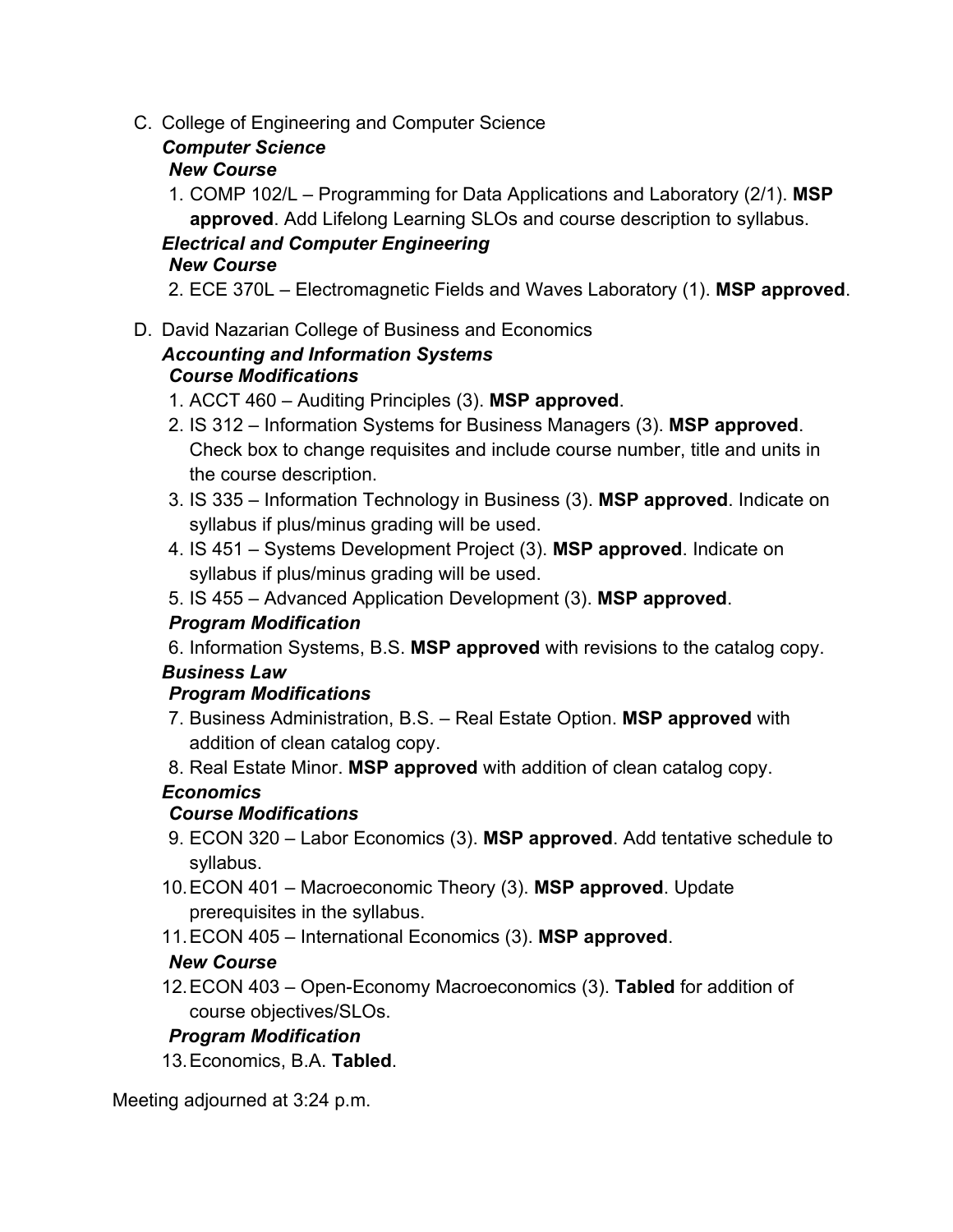C. College of Engineering and Computer Science

***Computer Science***

***New Course***

1. COMP 102/L – Programming for Data Applications and Laboratory (2/1). **MSP approved**. Add Lifelong Learning SLOs and course description to syllabus.

***Electrical and Computer Engineering***

***New Course***

2. ECE 370L – Electromagnetic Fields and Waves Laboratory (1). **MSP approved**.

D. David Nazarian College of Business and Economics

***Accounting and Information Systems***

***Course Modifications***

1. ACCT 460 – Auditing Principles (3). **MSP approved**.
2. IS 312 – Information Systems for Business Managers (3). **MSP approved**. Check box to change requisites and include course number, title and units in the course description.
3. IS 335 – Information Technology in Business (3). **MSP approved**. Indicate on syllabus if plus/minus grading will be used.
4. IS 451 – Systems Development Project (3). **MSP approved**. Indicate on syllabus if plus/minus grading will be used.
5. IS 455 – Advanced Application Development (3). **MSP approved**.

***Program Modification***

6. Information Systems, B.S. **MSP approved** with revisions to the catalog copy.

***Business Law***

***Program Modifications***

7. Business Administration, B.S. – Real Estate Option. **MSP approved** with addition of clean catalog copy.
8. Real Estate Minor. **MSP approved** with addition of clean catalog copy.

***Economics***

***Course Modifications***

9. ECON 320 – Labor Economics (3). **MSP approved**. Add tentative schedule to syllabus.
10. ECON 401 – Macroeconomic Theory (3). **MSP approved**. Update prerequisites in the syllabus.
11. ECON 405 – International Economics (3). **MSP approved**.

***New Course***

12. ECON 403 – Open-Economy Macroeconomics (3). **Tabled** for addition of course objectives/SLOs.

***Program Modification***

13. Economics, B.A. **Tabled**.

Meeting adjourned at 3:24 p.m.